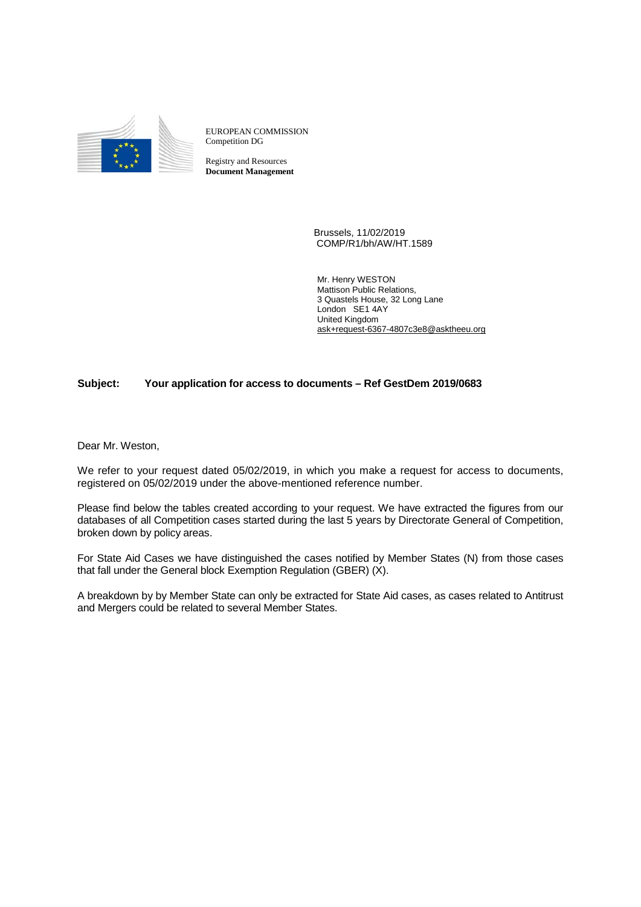EUROPEAN COMMISSION
Competition DG

Registry and Resources
**Document Management**

Brussels, 11/02/2019
COMP/R1/bh/AW/HT.1589

Mr. Henry WESTON
Mattison Public Relations,
3 Quastels House, 32 Long Lane
London SE1 4AY
United Kingdom
ask+request-6367-4807c3e8@asktheeu.org

**Subject: Your application for access to documents – Ref GestDem 2019/0683**

Dear Mr. Weston,

We refer to your request dated 05/02/2019, in which you make a request for access to documents, registered on 05/02/2019 under the above-mentioned reference number.

Please find below the tables created according to your request. We have extracted the figures from our databases of all Competition cases started during the last 5 years by Directorate General of Competition, broken down by policy areas.

For State Aid Cases we have distinguished the cases notified by Member States (N) from those cases that fall under the General block Exemption Regulation (GBER) (X).

A breakdown by by Member State can only be extracted for State Aid cases, as cases related to Antitrust and Mergers could be related to several Member States.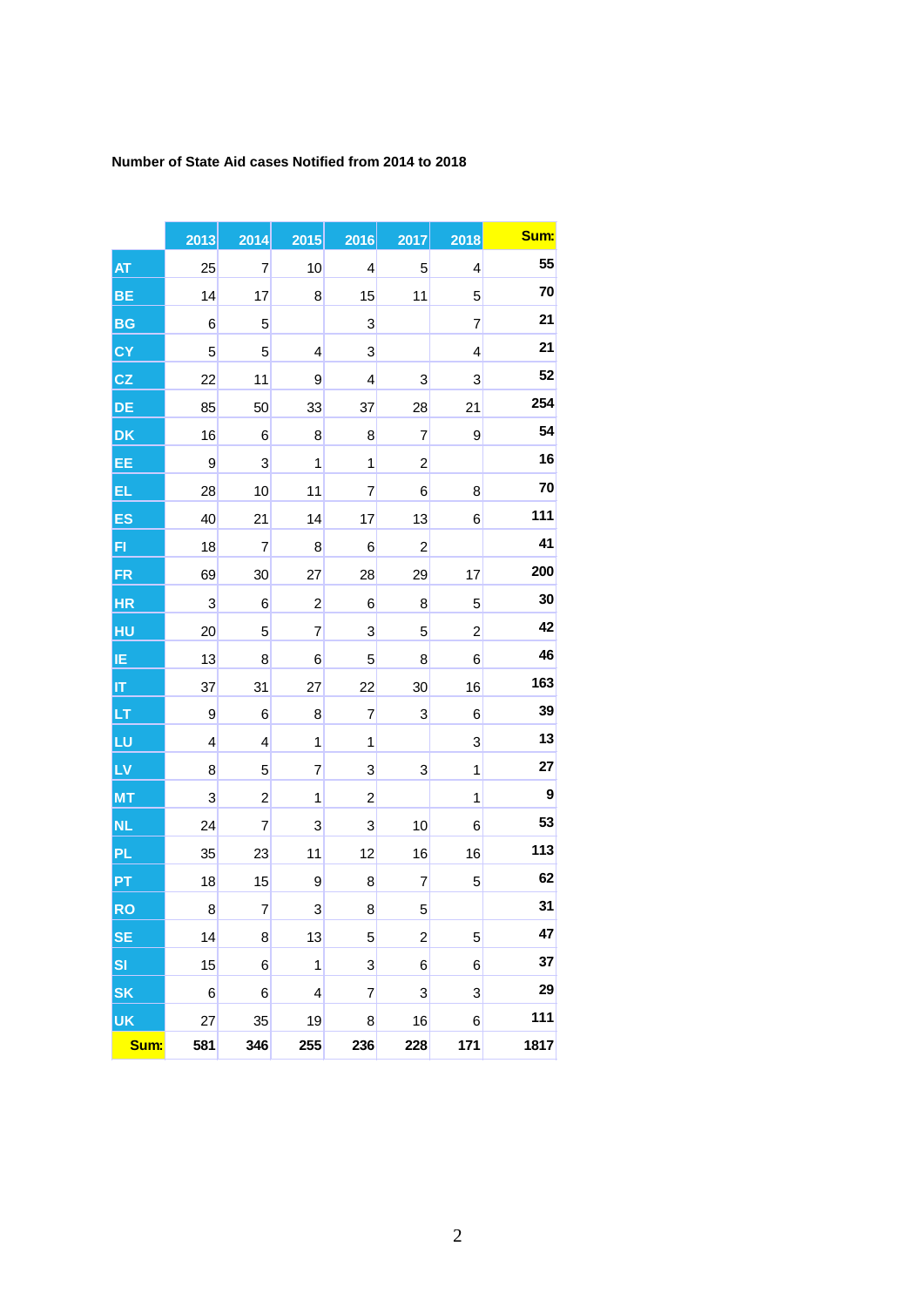**Number of State Aid cases Notified from 2014 to 2018**

| | 2013 | 2014 | 2015 | 2016 | 2017 | 2018 | Sum: |
|---|---|---|---|---|---|---|---|
| AT | 25 | 7 | 10 | 4 | 5 | 4 | **55** |
| BE | 14 | 17 | 8 | 15 | 11 | 5 | **70** |
| BG | 6 | 5 | | 3 | | 7 | **21** |
| CY | 5 | 5 | 4 | 3 | | 4 | **21** |
| CZ | 22 | 11 | 9 | 4 | 3 | 3 | **52** |
| DE | 85 | 50 | 33 | 37 | 28 | 21 | **254** |
| DK | 16 | 6 | 8 | 8 | 7 | 9 | **54** |
| EE | 9 | 3 | 1 | 1 | 2 | | **16** |
| EL | 28 | 10 | 11 | 7 | 6 | 8 | **70** |
| ES | 40 | 21 | 14 | 17 | 13 | 6 | **111** |
| FI | 18 | 7 | 8 | 6 | 2 | | **41** |
| FR | 69 | 30 | 27 | 28 | 29 | 17 | **200** |
| HR | 3 | 6 | 2 | 6 | 8 | 5 | **30** |
| HU | 20 | 5 | 7 | 3 | 5 | 2 | **42** |
| IE | 13 | 8 | 6 | 5 | 8 | 6 | **46** |
| IT | 37 | 31 | 27 | 22 | 30 | 16 | **163** |
| LT | 9 | 6 | 8 | 7 | 3 | 6 | **39** |
| LU | 4 | 4 | 1 | 1 | | 3 | **13** |
| LV | 8 | 5 | 7 | 3 | 3 | 1 | **27** |
| MT | 3 | 2 | 1 | 2 | | 1 | **9** |
| NL | 24 | 7 | 3 | 3 | 10 | 6 | **53** |
| PL | 35 | 23 | 11 | 12 | 16 | 16 | **113** |
| PT | 18 | 15 | 9 | 8 | 7 | 5 | **62** |
| RO | 8 | 7 | 3 | 8 | 5 | | **31** |
| SE | 14 | 8 | 13 | 5 | 2 | 5 | **47** |
| SI | 15 | 6 | 1 | 3 | 6 | 6 | **37** |
| SK | 6 | 6 | 4 | 7 | 3 | 3 | **29** |
| UK | 27 | 35 | 19 | 8 | 16 | 6 | **111** |
| **Sum:** | **581** | **346** | **255** | **236** | **228** | **171** | **1817** |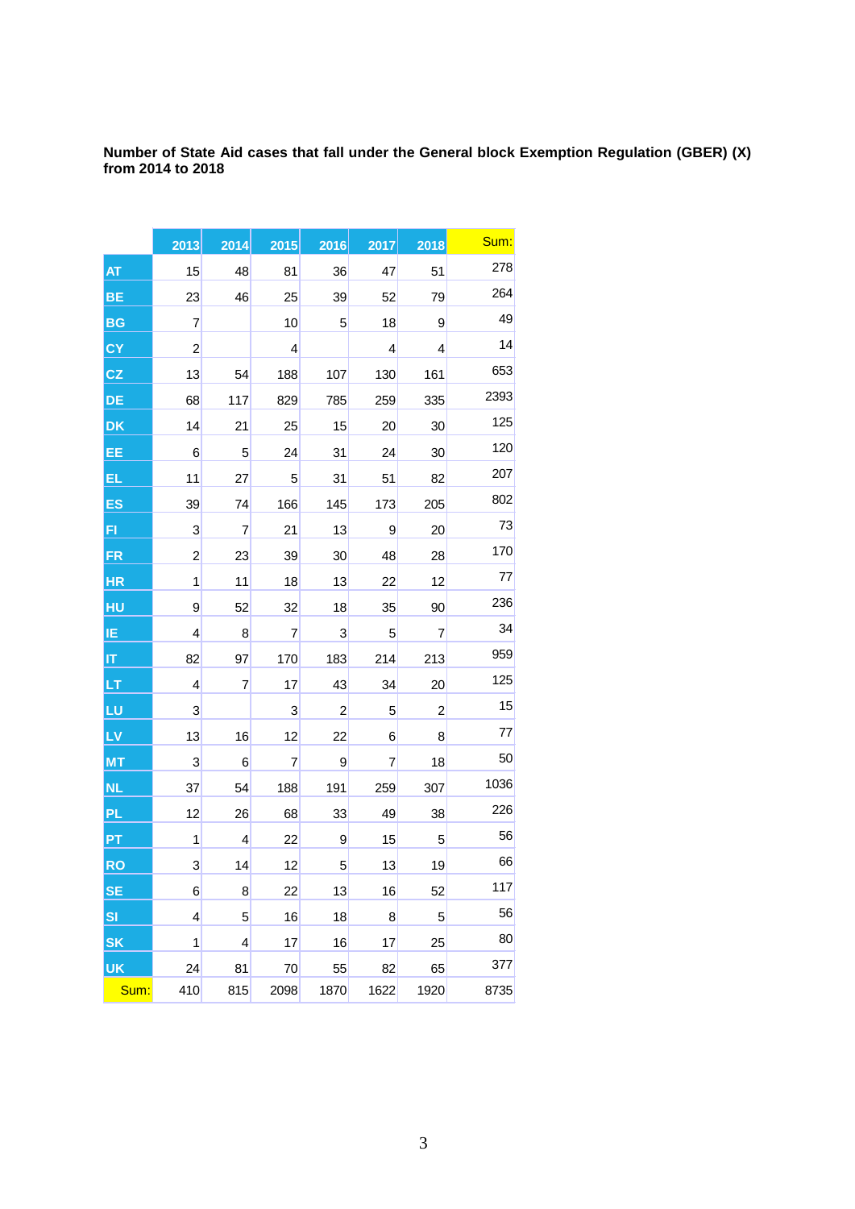**Number of State Aid cases that fall under the General block Exemption Regulation (GBER) (X) from 2014 to 2018**

| | 2013 | 2014 | 2015 | 2016 | 2017 | 2018 | Sum: |
|---|---|---|---|---|---|---|---|
| AT | 15 | 48 | 81 | 36 | 47 | 51 | 278 |
| BE | 23 | 46 | 25 | 39 | 52 | 79 | 264 |
| BG | 7 | | 10 | 5 | 18 | 9 | 49 |
| CY | 2 | | 4 | | 4 | 4 | 14 |
| CZ | 13 | 54 | 188 | 107 | 130 | 161 | 653 |
| DE | 68 | 117 | 829 | 785 | 259 | 335 | 2393 |
| DK | 14 | 21 | 25 | 15 | 20 | 30 | 125 |
| EE | 6 | 5 | 24 | 31 | 24 | 30 | 120 |
| EL | 11 | 27 | 5 | 31 | 51 | 82 | 207 |
| ES | 39 | 74 | 166 | 145 | 173 | 205 | 802 |
| FI | 3 | 7 | 21 | 13 | 9 | 20 | 73 |
| FR | 2 | 23 | 39 | 30 | 48 | 28 | 170 |
| HR | 1 | 11 | 18 | 13 | 22 | 12 | 77 |
| HU | 9 | 52 | 32 | 18 | 35 | 90 | 236 |
| IE | 4 | 8 | 7 | 3 | 5 | 7 | 34 |
| IT | 82 | 97 | 170 | 183 | 214 | 213 | 959 |
| LT | 4 | 7 | 17 | 43 | 34 | 20 | 125 |
| LU | 3 | | 3 | 2 | 5 | 2 | 15 |
| LV | 13 | 16 | 12 | 22 | 6 | 8 | 77 |
| MT | 3 | 6 | 7 | 9 | 7 | 18 | 50 |
| NL | 37 | 54 | 188 | 191 | 259 | 307 | 1036 |
| PL | 12 | 26 | 68 | 33 | 49 | 38 | 226 |
| PT | 1 | 4 | 22 | 9 | 15 | 5 | 56 |
| RO | 3 | 14 | 12 | 5 | 13 | 19 | 66 |
| SE | 6 | 8 | 22 | 13 | 16 | 52 | 117 |
| SI | 4 | 5 | 16 | 18 | 8 | 5 | 56 |
| SK | 1 | 4 | 17 | 16 | 17 | 25 | 80 |
| UK | 24 | 81 | 70 | 55 | 82 | 65 | 377 |
| Sum: | 410 | 815 | 2098 | 1870 | 1622 | 1920 | 8735 |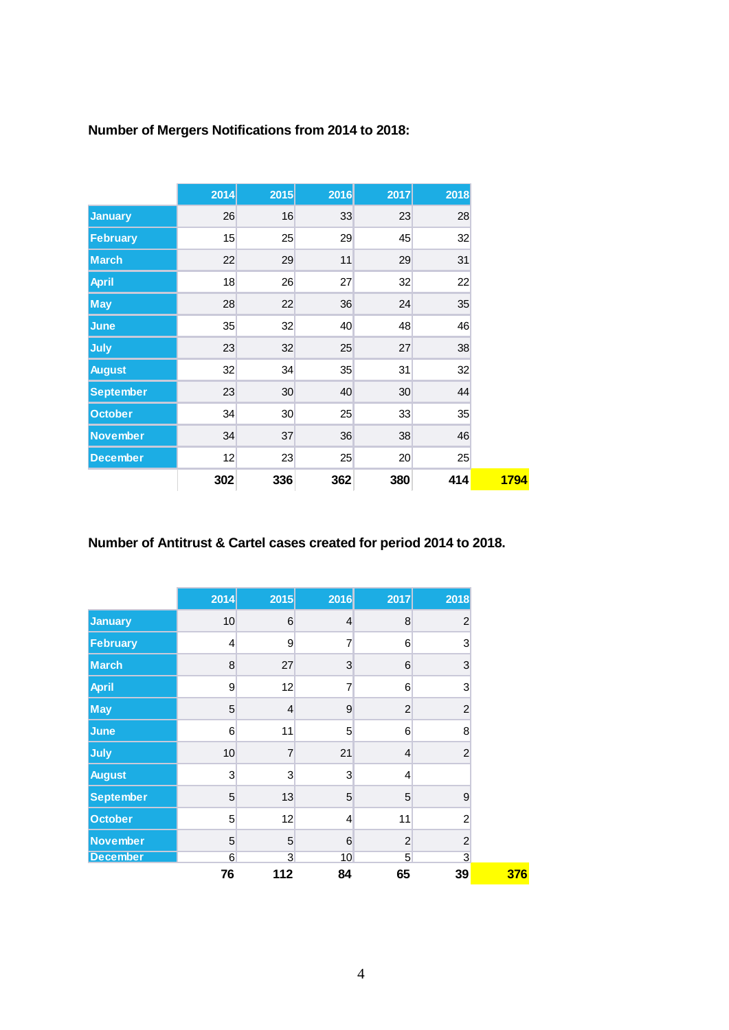**Number of Mergers Notifications from 2014 to 2018:**

| | 2014 | 2015 | 2016 | 2017 | 2018 | |
|---|---|---|---|---|---|---|
| January | 26 | 16 | 33 | 23 | 28 | |
| February | 15 | 25 | 29 | 45 | 32 | |
| March | 22 | 29 | 11 | 29 | 31 | |
| April | 18 | 26 | 27 | 32 | 22 | |
| May | 28 | 22 | 36 | 24 | 35 | |
| June | 35 | 32 | 40 | 48 | 46 | |
| July | 23 | 32 | 25 | 27 | 38 | |
| August | 32 | 34 | 35 | 31 | 32 | |
| September | 23 | 30 | 40 | 30 | 44 | |
| October | 34 | 30 | 25 | 33 | 35 | |
| November | 34 | 37 | 36 | 38 | 46 | |
| December | 12 | 23 | 25 | 20 | 25 | |
| | **302** | **336** | **362** | **380** | **414** | **1794** |

**Number of Antitrust & Cartel cases created for period 2014 to 2018.**

| | 2014 | 2015 | 2016 | 2017 | 2018 | |
|---|---|---|---|---|---|---|
| January | 10 | 6 | 4 | 8 | 2 | |
| February | 4 | 9 | 7 | 6 | 3 | |
| March | 8 | 27 | 3 | 6 | 3 | |
| April | 9 | 12 | 7 | 6 | 3 | |
| May | 5 | 4 | 9 | 2 | 2 | |
| June | 6 | 11 | 5 | 6 | 8 | |
| July | 10 | 7 | 21 | 4 | 2 | |
| August | 3 | 3 | 3 | 4 | | |
| September | 5 | 13 | 5 | 5 | 9 | |
| October | 5 | 12 | 4 | 11 | 2 | |
| November | 5 | 5 | 6 | 2 | 2 | |
| December | 6 | 3 | 10 | 5 | 3 | |
| | **76** | **112** | **84** | **65** | **39** | **376** |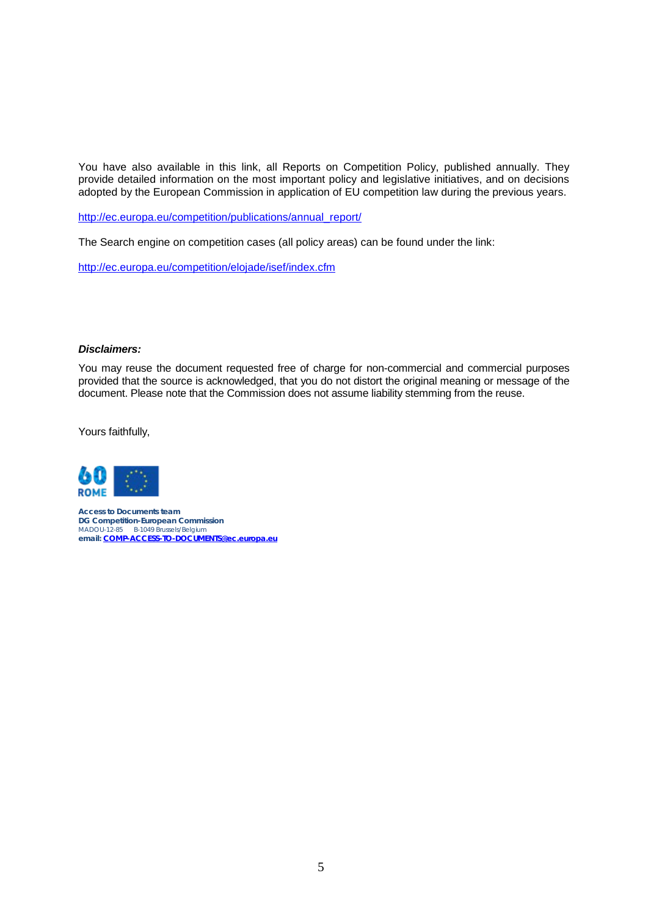You have also available in this link, all Reports on Competition Policy, published annually. They provide detailed information on the most important policy and legislative initiatives, and on decisions adopted by the European Commission in application of EU competition law during the previous years.

http://ec.europa.eu/competition/publications/annual_report/

The Search engine on competition cases (all policy areas) can be found under the link:

http://ec.europa.eu/competition/elojade/isef/index.cfm

***Disclaimers:***

You may reuse the document requested free of charge for non-commercial and commercial purposes provided that the source is acknowledged, that you do not distort the original meaning or message of the document. Please note that the Commission does not assume liability stemming from the reuse.

Yours faithfully,

**Access to Documents team**
**DG Competition-European Commission**
MADOU-12-85 B-1049 Brussels/Belgium
**email: COMP-ACCESS-TO-DOCUMENTS@ec.europa.eu**